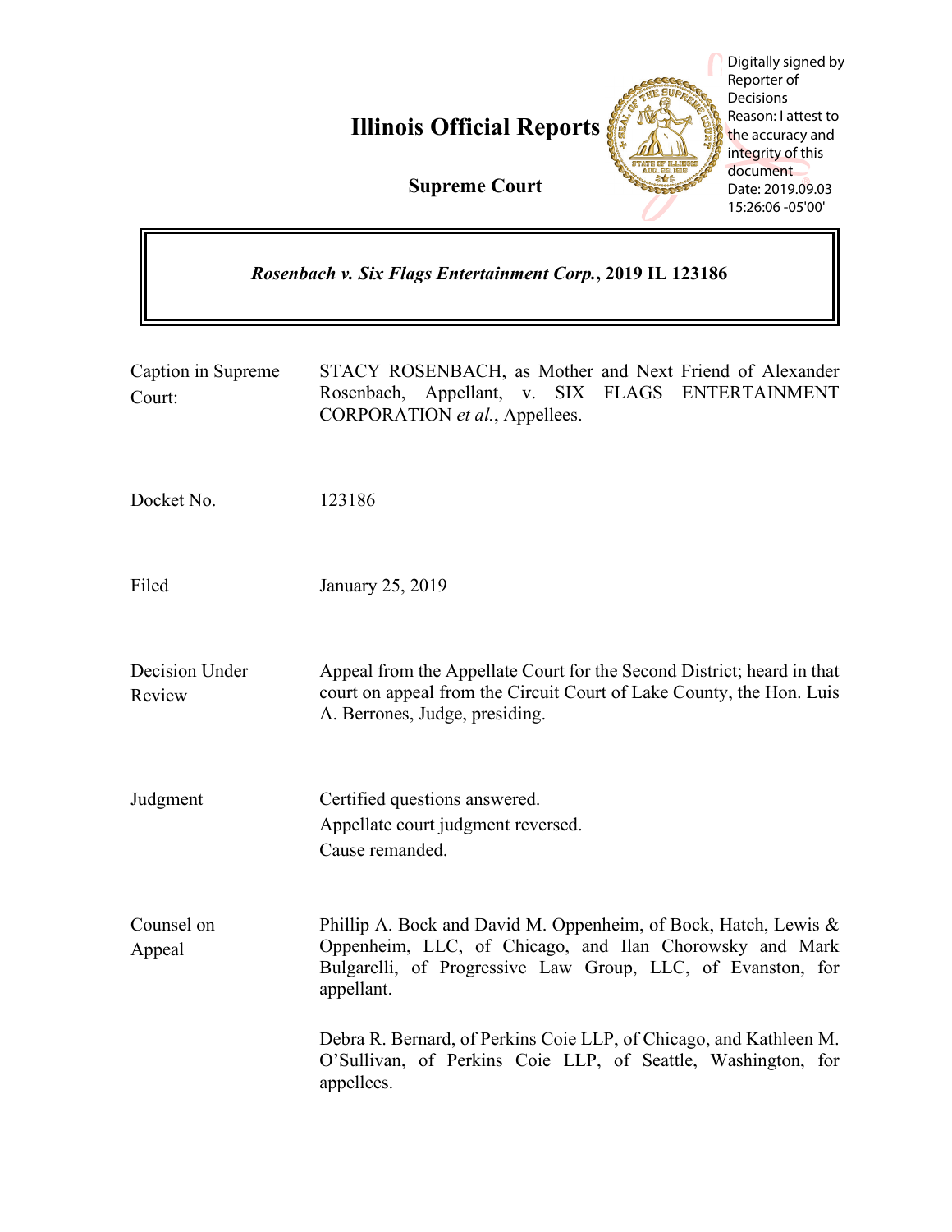# Illinois Official Reports

## Supreme Court

Digitally signed by Reporter of Decisions
Reason: I attest to the accuracy and integrity of this document
Date: 2019.09.03 15:26:06 -05'00'

***Rosenbach v. Six Flags Entertainment Corp.*, 2019 IL 123186**

| | |
|---|---|
| Caption in Supreme Court: | STACY ROSENBACH, as Mother and Next Friend of Alexander Rosenbach, Appellant, v. SIX FLAGS ENTERTAINMENT CORPORATION *et al.*, Appellees. |
| Docket No. | 123186 |
| Filed | January 25, 2019 |
| Decision Under Review | Appeal from the Appellate Court for the Second District; heard in that court on appeal from the Circuit Court of Lake County, the Hon. Luis A. Berrones, Judge, presiding. |
| Judgment | Certified questions answered.<br>Appellate court judgment reversed.<br>Cause remanded. |
| Counsel on Appeal | Phillip A. Bock and David M. Oppenheim, of Bock, Hatch, Lewis & Oppenheim, LLC, of Chicago, and Ilan Chorowsky and Mark Bulgarelli, of Progressive Law Group, LLC, of Evanston, for appellant.<br><br>Debra R. Bernard, of Perkins Coie LLP, of Chicago, and Kathleen M. O'Sullivan, of Perkins Coie LLP, of Seattle, Washington, for appellees. |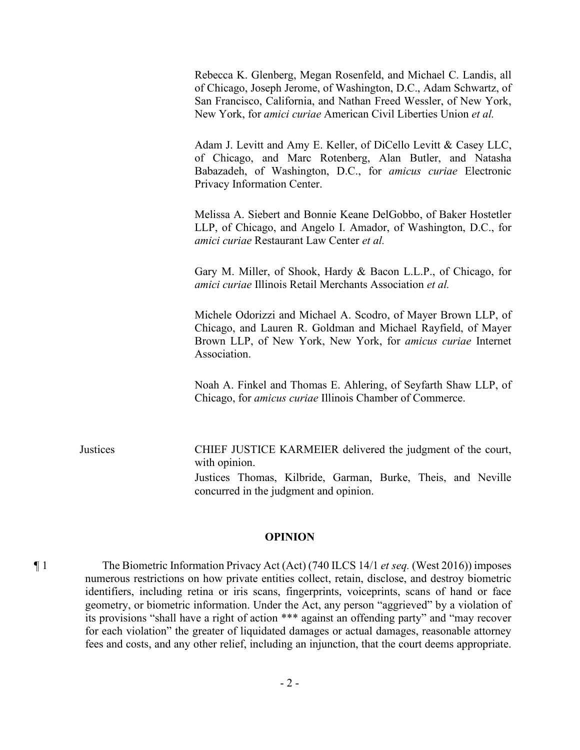Rebecca K. Glenberg, Megan Rosenfeld, and Michael C. Landis, all of Chicago, Joseph Jerome, of Washington, D.C., Adam Schwartz, of San Francisco, California, and Nathan Freed Wessler, of New York, New York, for *amici curiae* American Civil Liberties Union *et al.*

Adam J. Levitt and Amy E. Keller, of DiCello Levitt & Casey LLC, of Chicago, and Marc Rotenberg, Alan Butler, and Natasha Babazadeh, of Washington, D.C., for *amicus curiae* Electronic Privacy Information Center.

Melissa A. Siebert and Bonnie Keane DelGobbo, of Baker Hostetler LLP, of Chicago, and Angelo I. Amador, of Washington, D.C., for *amici curiae* Restaurant Law Center *et al.*

Gary M. Miller, of Shook, Hardy & Bacon L.L.P., of Chicago, for *amici curiae* Illinois Retail Merchants Association *et al.*

Michele Odorizzi and Michael A. Scodro, of Mayer Brown LLP, of Chicago, and Lauren R. Goldman and Michael Rayfield, of Mayer Brown LLP, of New York, New York, for *amicus curiae* Internet Association.

Noah A. Finkel and Thomas E. Ahlering, of Seyfarth Shaw LLP, of Chicago, for *amicus curiae* Illinois Chamber of Commerce.

Justices

CHIEF JUSTICE KARMEIER delivered the judgment of the court, with opinion.

Justices Thomas, Kilbride, Garman, Burke, Theis, and Neville concurred in the judgment and opinion.

## OPINION

¶ 1 The Biometric Information Privacy Act (Act) (740 ILCS 14/1 *et seq.* (West 2016)) imposes numerous restrictions on how private entities collect, retain, disclose, and destroy biometric identifiers, including retina or iris scans, fingerprints, voiceprints, scans of hand or face geometry, or biometric information. Under the Act, any person "aggrieved" by a violation of its provisions "shall have a right of action *** against an offending party" and "may recover for each violation" the greater of liquidated damages or actual damages, reasonable attorney fees and costs, and any other relief, including an injunction, that the court deems appropriate.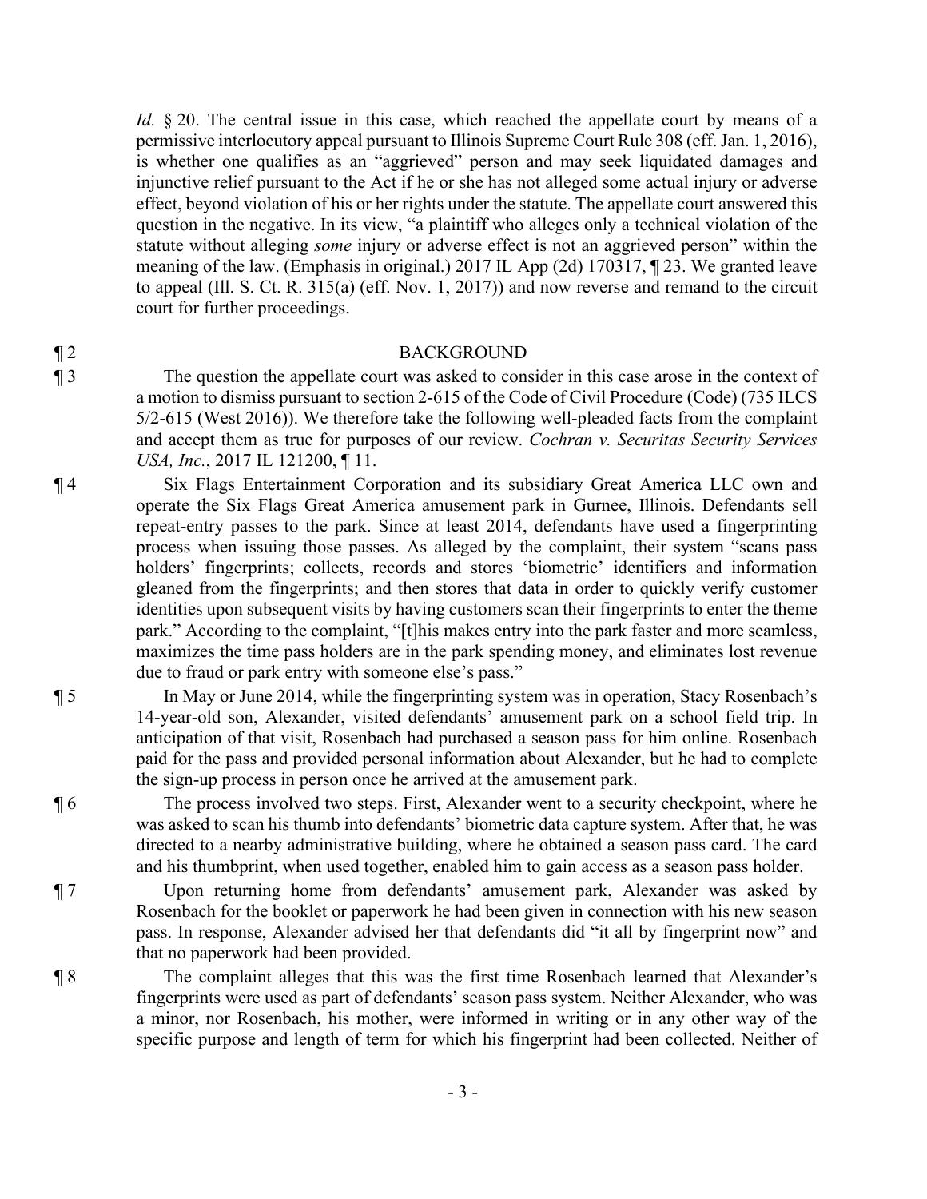*Id.* § 20. The central issue in this case, which reached the appellate court by means of a permissive interlocutory appeal pursuant to Illinois Supreme Court Rule 308 (eff. Jan. 1, 2016), is whether one qualifies as an "aggrieved" person and may seek liquidated damages and injunctive relief pursuant to the Act if he or she has not alleged some actual injury or adverse effect, beyond violation of his or her rights under the statute. The appellate court answered this question in the negative. In its view, "a plaintiff who alleges only a technical violation of the statute without alleging *some* injury or adverse effect is not an aggrieved person" within the meaning of the law. (Emphasis in original.) 2017 IL App (2d) 170317, ¶ 23. We granted leave to appeal (Ill. S. Ct. R. 315(a) (eff. Nov. 1, 2017)) and now reverse and remand to the circuit court for further proceedings.

¶ 2 BACKGROUND

¶ 3 The question the appellate court was asked to consider in this case arose in the context of a motion to dismiss pursuant to section 2-615 of the Code of Civil Procedure (Code) (735 ILCS 5/2-615 (West 2016)). We therefore take the following well-pleaded facts from the complaint and accept them as true for purposes of our review. *Cochran v. Securitas Security Services USA, Inc.*, 2017 IL 121200, ¶ 11.

¶ 4 Six Flags Entertainment Corporation and its subsidiary Great America LLC own and operate the Six Flags Great America amusement park in Gurnee, Illinois. Defendants sell repeat-entry passes to the park. Since at least 2014, defendants have used a fingerprinting process when issuing those passes. As alleged by the complaint, their system "scans pass holders' fingerprints; collects, records and stores 'biometric' identifiers and information gleaned from the fingerprints; and then stores that data in order to quickly verify customer identities upon subsequent visits by having customers scan their fingerprints to enter the theme park." According to the complaint, "[t]his makes entry into the park faster and more seamless, maximizes the time pass holders are in the park spending money, and eliminates lost revenue due to fraud or park entry with someone else's pass."

¶ 5 In May or June 2014, while the fingerprinting system was in operation, Stacy Rosenbach's 14-year-old son, Alexander, visited defendants' amusement park on a school field trip. In anticipation of that visit, Rosenbach had purchased a season pass for him online. Rosenbach paid for the pass and provided personal information about Alexander, but he had to complete the sign-up process in person once he arrived at the amusement park.

¶ 6 The process involved two steps. First, Alexander went to a security checkpoint, where he was asked to scan his thumb into defendants' biometric data capture system. After that, he was directed to a nearby administrative building, where he obtained a season pass card. The card and his thumbprint, when used together, enabled him to gain access as a season pass holder.

¶ 7 Upon returning home from defendants' amusement park, Alexander was asked by Rosenbach for the booklet or paperwork he had been given in connection with his new season pass. In response, Alexander advised her that defendants did "it all by fingerprint now" and that no paperwork had been provided.

¶ 8 The complaint alleges that this was the first time Rosenbach learned that Alexander's fingerprints were used as part of defendants' season pass system. Neither Alexander, who was a minor, nor Rosenbach, his mother, were informed in writing or in any other way of the specific purpose and length of term for which his fingerprint had been collected. Neither of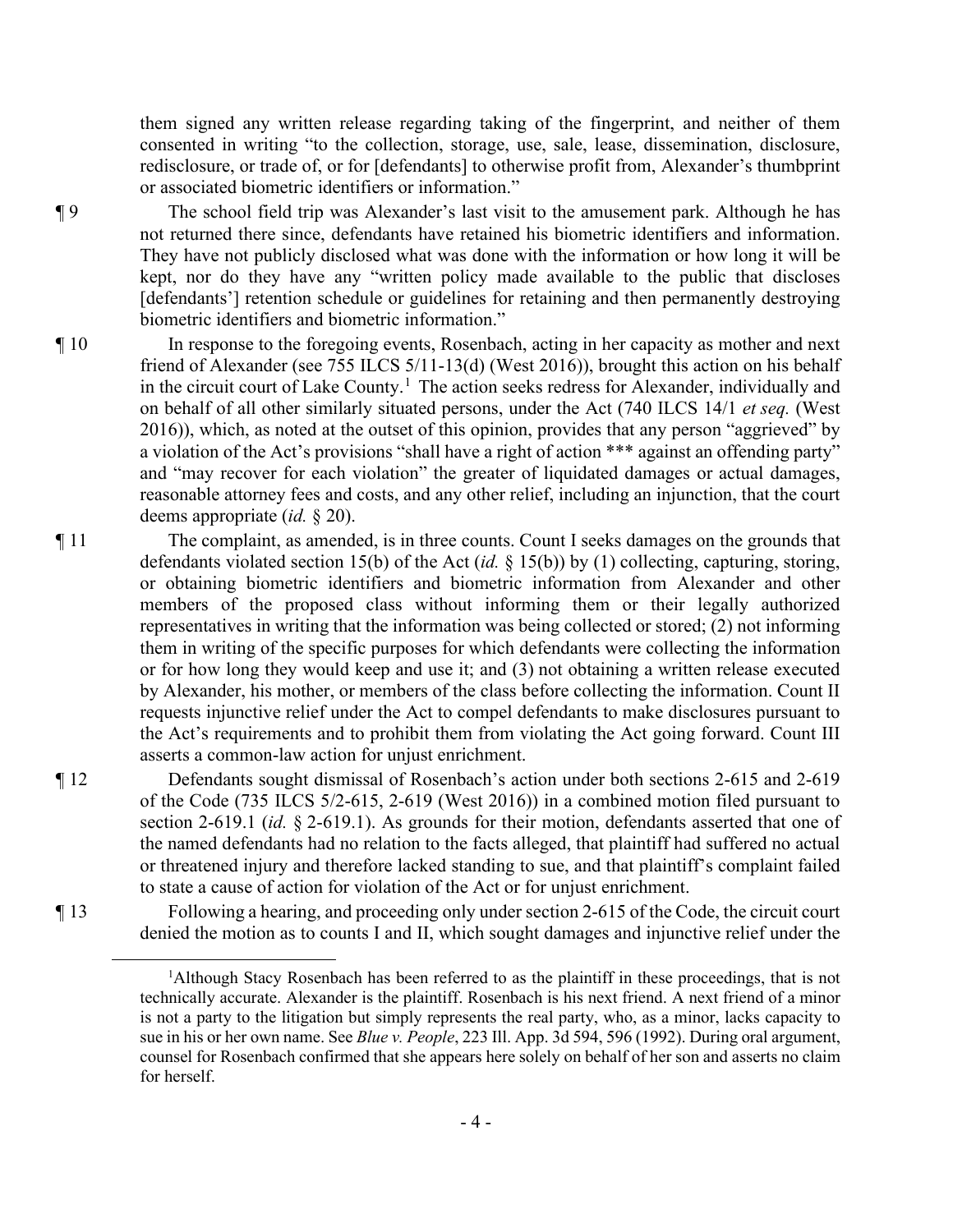them signed any written release regarding taking of the fingerprint, and neither of them consented in writing "to the collection, storage, use, sale, lease, dissemination, disclosure, redisclosure, or trade of, or for [defendants] to otherwise profit from, Alexander's thumbprint or associated biometric identifiers or information."

¶ 9 The school field trip was Alexander's last visit to the amusement park. Although he has not returned there since, defendants have retained his biometric identifiers and information. They have not publicly disclosed what was done with the information or how long it will be kept, nor do they have any "written policy made available to the public that discloses [defendants'] retention schedule or guidelines for retaining and then permanently destroying biometric identifiers and biometric information."

¶ 10 In response to the foregoing events, Rosenbach, acting in her capacity as mother and next friend of Alexander (see 755 ILCS 5/11-13(d) (West 2016)), brought this action on his behalf in the circuit court of Lake County.[1] The action seeks redress for Alexander, individually and on behalf of all other similarly situated persons, under the Act (740 ILCS 14/1 *et seq.* (West 2016)), which, as noted at the outset of this opinion, provides that any person "aggrieved" by a violation of the Act's provisions "shall have a right of action *** against an offending party" and "may recover for each violation" the greater of liquidated damages or actual damages, reasonable attorney fees and costs, and any other relief, including an injunction, that the court deems appropriate (*id.* § 20).

¶ 11 The complaint, as amended, is in three counts. Count I seeks damages on the grounds that defendants violated section 15(b) of the Act (*id.* § 15(b)) by (1) collecting, capturing, storing, or obtaining biometric identifiers and biometric information from Alexander and other members of the proposed class without informing them or their legally authorized representatives in writing that the information was being collected or stored; (2) not informing them in writing of the specific purposes for which defendants were collecting the information or for how long they would keep and use it; and (3) not obtaining a written release executed by Alexander, his mother, or members of the class before collecting the information. Count II requests injunctive relief under the Act to compel defendants to make disclosures pursuant to the Act's requirements and to prohibit them from violating the Act going forward. Count III asserts a common-law action for unjust enrichment.

¶ 12 Defendants sought dismissal of Rosenbach's action under both sections 2-615 and 2-619 of the Code (735 ILCS 5/2-615, 2-619 (West 2016)) in a combined motion filed pursuant to section 2-619.1 (*id.* § 2-619.1). As grounds for their motion, defendants asserted that one of the named defendants had no relation to the facts alleged, that plaintiff had suffered no actual or threatened injury and therefore lacked standing to sue, and that plaintiff's complaint failed to state a cause of action for violation of the Act or for unjust enrichment.

¶ 13 Following a hearing, and proceeding only under section 2-615 of the Code, the circuit court denied the motion as to counts I and II, which sought damages and injunctive relief under the

[1] Although Stacy Rosenbach has been referred to as the plaintiff in these proceedings, that is not technically accurate. Alexander is the plaintiff. Rosenbach is his next friend. A next friend of a minor is not a party to the litigation but simply represents the real party, who, as a minor, lacks capacity to sue in his or her own name. See *Blue v. People*, 223 Ill. App. 3d 594, 596 (1992). During oral argument, counsel for Rosenbach confirmed that she appears here solely on behalf of her son and asserts no claim for herself.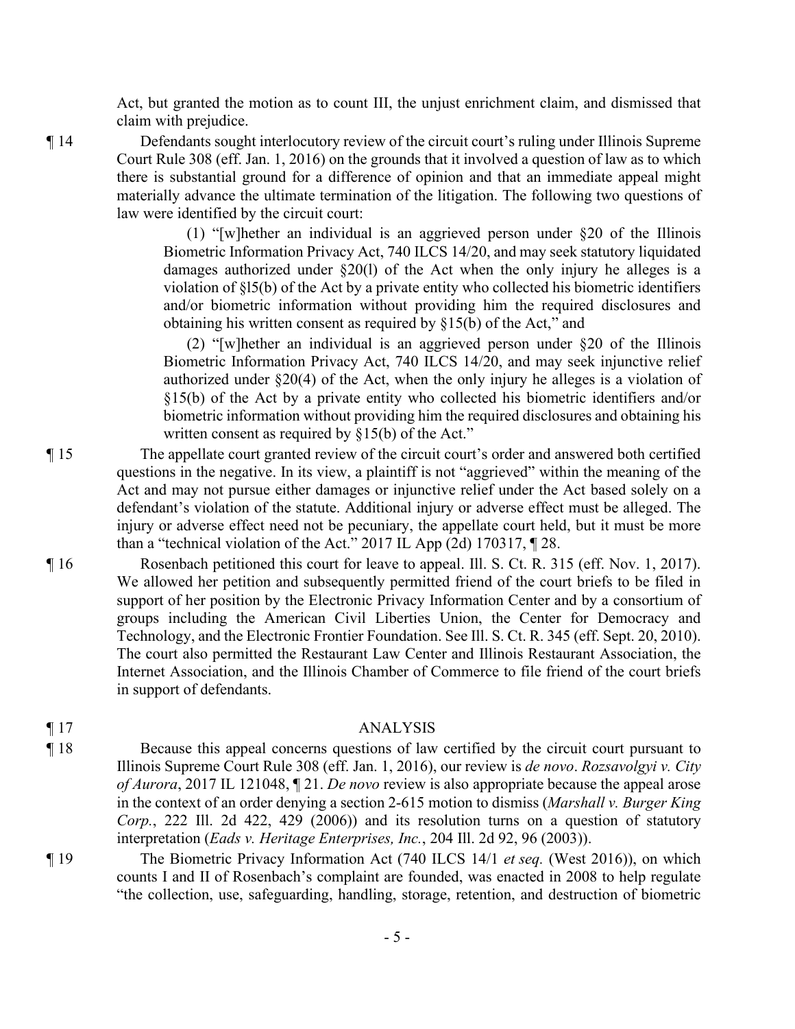Act, but granted the motion as to count III, the unjust enrichment claim, and dismissed that claim with prejudice.

¶ 14 Defendants sought interlocutory review of the circuit court's ruling under Illinois Supreme Court Rule 308 (eff. Jan. 1, 2016) on the grounds that it involved a question of law as to which there is substantial ground for a difference of opinion and that an immediate appeal might materially advance the ultimate termination of the litigation. The following two questions of law were identified by the circuit court:

> (1) "[w]hether an individual is an aggrieved person under §20 of the Illinois Biometric Information Privacy Act, 740 ILCS 14/20, and may seek statutory liquidated damages authorized under §20(l) of the Act when the only injury he alleges is a violation of §l5(b) of the Act by a private entity who collected his biometric identifiers and/or biometric information without providing him the required disclosures and obtaining his written consent as required by §15(b) of the Act," and
>
> (2) "[w]hether an individual is an aggrieved person under §20 of the Illinois Biometric Information Privacy Act, 740 ILCS 14/20, and may seek injunctive relief authorized under §20(4) of the Act, when the only injury he alleges is a violation of §15(b) of the Act by a private entity who collected his biometric identifiers and/or biometric information without providing him the required disclosures and obtaining his written consent as required by §15(b) of the Act."

¶ 15 The appellate court granted review of the circuit court's order and answered both certified questions in the negative. In its view, a plaintiff is not "aggrieved" within the meaning of the Act and may not pursue either damages or injunctive relief under the Act based solely on a defendant's violation of the statute. Additional injury or adverse effect must be alleged. The injury or adverse effect need not be pecuniary, the appellate court held, but it must be more than a "technical violation of the Act." 2017 IL App (2d) 170317, ¶ 28.

¶ 16 Rosenbach petitioned this court for leave to appeal. Ill. S. Ct. R. 315 (eff. Nov. 1, 2017). We allowed her petition and subsequently permitted friend of the court briefs to be filed in support of her position by the Electronic Privacy Information Center and by a consortium of groups including the American Civil Liberties Union, the Center for Democracy and Technology, and the Electronic Frontier Foundation. See Ill. S. Ct. R. 345 (eff. Sept. 20, 2010). The court also permitted the Restaurant Law Center and Illinois Restaurant Association, the Internet Association, and the Illinois Chamber of Commerce to file friend of the court briefs in support of defendants.

## ¶ 17 ANALYSIS

¶ 18 Because this appeal concerns questions of law certified by the circuit court pursuant to Illinois Supreme Court Rule 308 (eff. Jan. 1, 2016), our review is *de novo*. *Rozsavolgyi v. City of Aurora*, 2017 IL 121048, ¶ 21. *De novo* review is also appropriate because the appeal arose in the context of an order denying a section 2-615 motion to dismiss (*Marshall v. Burger King Corp.*, 222 Ill. 2d 422, 429 (2006)) and its resolution turns on a question of statutory interpretation (*Eads v. Heritage Enterprises, Inc.*, 204 Ill. 2d 92, 96 (2003)).

¶ 19 The Biometric Privacy Information Act (740 ILCS 14/1 *et seq.* (West 2016)), on which counts I and II of Rosenbach's complaint are founded, was enacted in 2008 to help regulate "the collection, use, safeguarding, handling, storage, retention, and destruction of biometric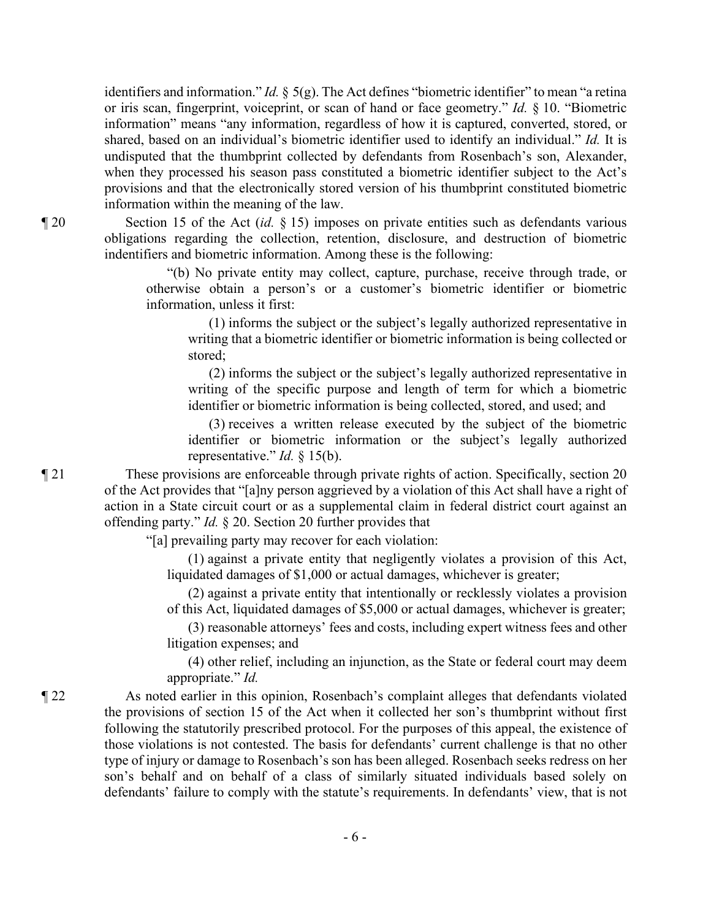identifiers and information." *Id.* § 5(g). The Act defines "biometric identifier" to mean "a retina or iris scan, fingerprint, voiceprint, or scan of hand or face geometry." *Id.* § 10. "Biometric information" means "any information, regardless of how it is captured, converted, stored, or shared, based on an individual's biometric identifier used to identify an individual." *Id.* It is undisputed that the thumbprint collected by defendants from Rosenbach's son, Alexander, when they processed his season pass constituted a biometric identifier subject to the Act's provisions and that the electronically stored version of his thumbprint constituted biometric information within the meaning of the law.

¶ 20 Section 15 of the Act (*id.* § 15) imposes on private entities such as defendants various obligations regarding the collection, retention, disclosure, and destruction of biometric indentifiers and biometric information. Among these is the following:

> "(b) No private entity may collect, capture, purchase, receive through trade, or otherwise obtain a person's or a customer's biometric identifier or biometric information, unless it first:
>
> (1) informs the subject or the subject's legally authorized representative in writing that a biometric identifier or biometric information is being collected or stored;
>
> (2) informs the subject or the subject's legally authorized representative in writing of the specific purpose and length of term for which a biometric identifier or biometric information is being collected, stored, and used; and
>
> (3) receives a written release executed by the subject of the biometric identifier or biometric information or the subject's legally authorized representative." *Id.* § 15(b).

¶ 21 These provisions are enforceable through private rights of action. Specifically, section 20 of the Act provides that "[a]ny person aggrieved by a violation of this Act shall have a right of action in a State circuit court or as a supplemental claim in federal district court against an offending party." *Id.* § 20. Section 20 further provides that

> "[a] prevailing party may recover for each violation:
>
> (1) against a private entity that negligently violates a provision of this Act, liquidated damages of $1,000 or actual damages, whichever is greater;
>
> (2) against a private entity that intentionally or recklessly violates a provision of this Act, liquidated damages of $5,000 or actual damages, whichever is greater;
>
> (3) reasonable attorneys' fees and costs, including expert witness fees and other litigation expenses; and
>
> (4) other relief, including an injunction, as the State or federal court may deem appropriate." *Id.*

¶ 22 As noted earlier in this opinion, Rosenbach's complaint alleges that defendants violated the provisions of section 15 of the Act when it collected her son's thumbprint without first following the statutorily prescribed protocol. For the purposes of this appeal, the existence of those violations is not contested. The basis for defendants' current challenge is that no other type of injury or damage to Rosenbach's son has been alleged. Rosenbach seeks redress on her son's behalf and on behalf of a class of similarly situated individuals based solely on defendants' failure to comply with the statute's requirements. In defendants' view, that is not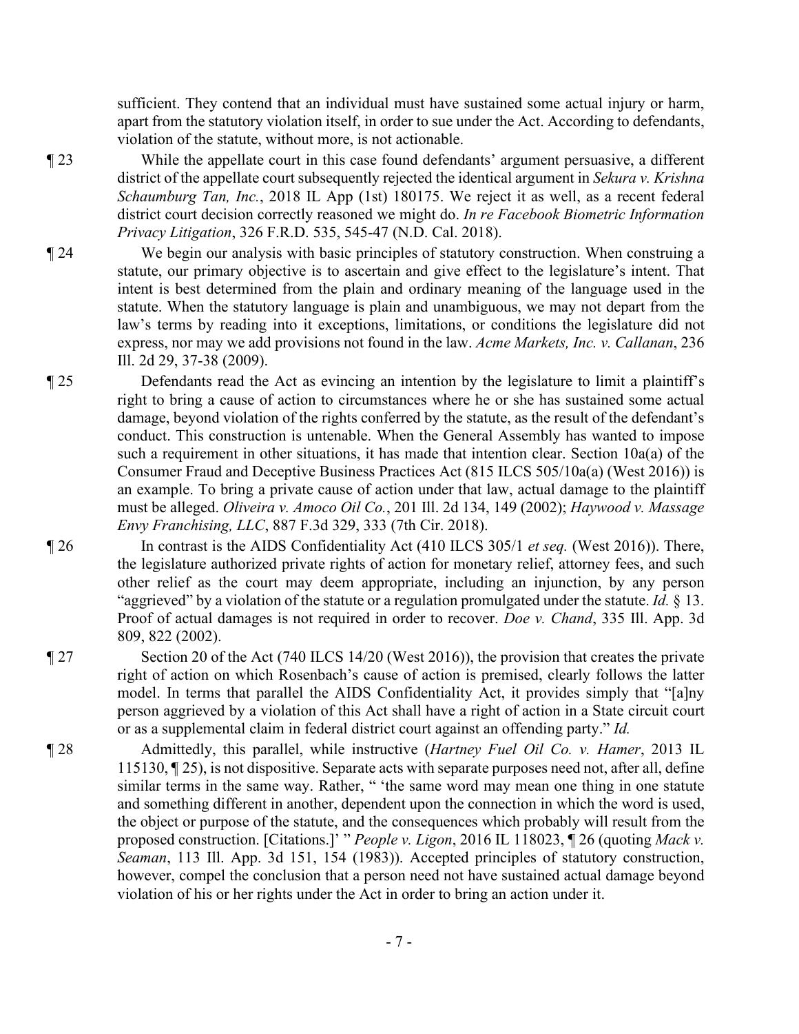sufficient. They contend that an individual must have sustained some actual injury or harm, apart from the statutory violation itself, in order to sue under the Act. According to defendants, violation of the statute, without more, is not actionable.

¶ 23 While the appellate court in this case found defendants' argument persuasive, a different district of the appellate court subsequently rejected the identical argument in *Sekura v. Krishna Schaumburg Tan, Inc.*, 2018 IL App (1st) 180175. We reject it as well, as a recent federal district court decision correctly reasoned we might do. *In re Facebook Biometric Information Privacy Litigation*, 326 F.R.D. 535, 545-47 (N.D. Cal. 2018).

¶ 24 We begin our analysis with basic principles of statutory construction. When construing a statute, our primary objective is to ascertain and give effect to the legislature's intent. That intent is best determined from the plain and ordinary meaning of the language used in the statute. When the statutory language is plain and unambiguous, we may not depart from the law's terms by reading into it exceptions, limitations, or conditions the legislature did not express, nor may we add provisions not found in the law. *Acme Markets, Inc. v. Callanan*, 236 Ill. 2d 29, 37-38 (2009).

¶ 25 Defendants read the Act as evincing an intention by the legislature to limit a plaintiff's right to bring a cause of action to circumstances where he or she has sustained some actual damage, beyond violation of the rights conferred by the statute, as the result of the defendant's conduct. This construction is untenable. When the General Assembly has wanted to impose such a requirement in other situations, it has made that intention clear. Section 10a(a) of the Consumer Fraud and Deceptive Business Practices Act (815 ILCS 505/10a(a) (West 2016)) is an example. To bring a private cause of action under that law, actual damage to the plaintiff must be alleged. *Oliveira v. Amoco Oil Co.*, 201 Ill. 2d 134, 149 (2002); *Haywood v. Massage Envy Franchising, LLC*, 887 F.3d 329, 333 (7th Cir. 2018).

¶ 26 In contrast is the AIDS Confidentiality Act (410 ILCS 305/1 *et seq.* (West 2016)). There, the legislature authorized private rights of action for monetary relief, attorney fees, and such other relief as the court may deem appropriate, including an injunction, by any person "aggrieved" by a violation of the statute or a regulation promulgated under the statute. *Id.* § 13. Proof of actual damages is not required in order to recover. *Doe v. Chand*, 335 Ill. App. 3d 809, 822 (2002).

¶ 27 Section 20 of the Act (740 ILCS 14/20 (West 2016)), the provision that creates the private right of action on which Rosenbach's cause of action is premised, clearly follows the latter model. In terms that parallel the AIDS Confidentiality Act, it provides simply that "[a]ny person aggrieved by a violation of this Act shall have a right of action in a State circuit court or as a supplemental claim in federal district court against an offending party." *Id.*

¶ 28 Admittedly, this parallel, while instructive (*Hartney Fuel Oil Co. v. Hamer*, 2013 IL 115130, ¶ 25), is not dispositive. Separate acts with separate purposes need not, after all, define similar terms in the same way. Rather, " 'the same word may mean one thing in one statute and something different in another, dependent upon the connection in which the word is used, the object or purpose of the statute, and the consequences which probably will result from the proposed construction. [Citations.]' " *People v. Ligon*, 2016 IL 118023, ¶ 26 (quoting *Mack v. Seaman*, 113 Ill. App. 3d 151, 154 (1983)). Accepted principles of statutory construction, however, compel the conclusion that a person need not have sustained actual damage beyond violation of his or her rights under the Act in order to bring an action under it.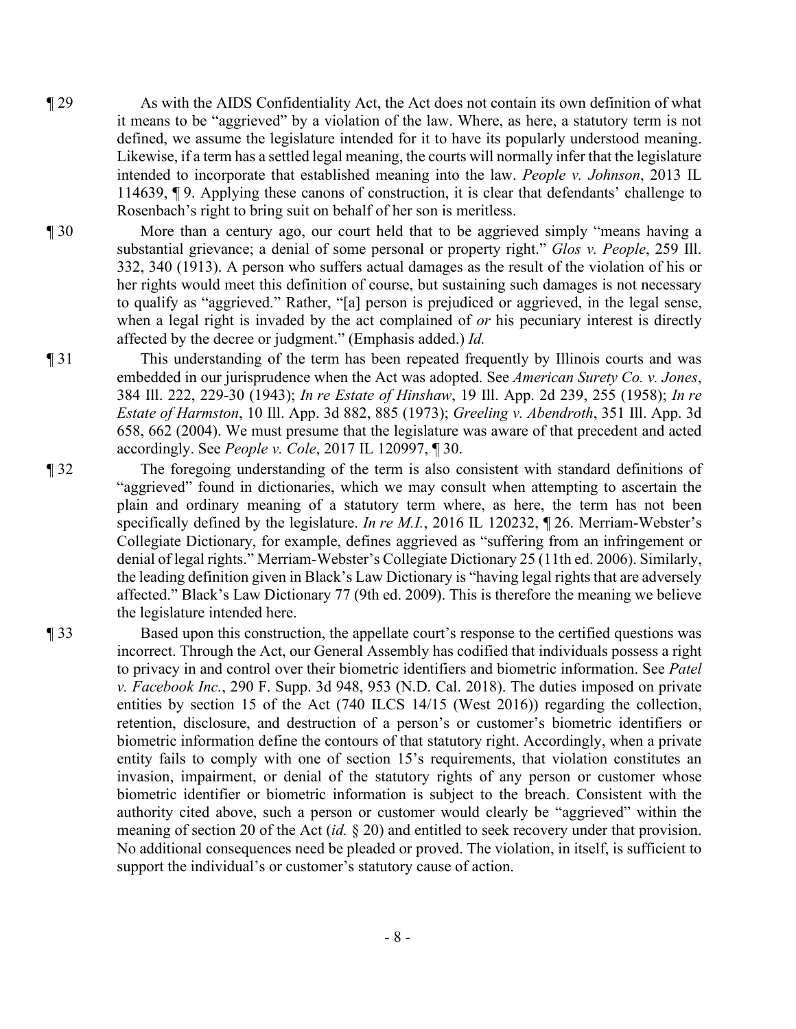¶ 29 As with the AIDS Confidentiality Act, the Act does not contain its own definition of what it means to be "aggrieved" by a violation of the law. Where, as here, a statutory term is not defined, we assume the legislature intended for it to have its popularly understood meaning. Likewise, if a term has a settled legal meaning, the courts will normally infer that the legislature intended to incorporate that established meaning into the law. *People v. Johnson*, 2013 IL 114639, ¶ 9. Applying these canons of construction, it is clear that defendants' challenge to Rosenbach's right to bring suit on behalf of her son is meritless.

¶ 30 More than a century ago, our court held that to be aggrieved simply "means having a substantial grievance; a denial of some personal or property right." *Glos v. People*, 259 Ill. 332, 340 (1913). A person who suffers actual damages as the result of the violation of his or her rights would meet this definition of course, but sustaining such damages is not necessary to qualify as "aggrieved." Rather, "[a] person is prejudiced or aggrieved, in the legal sense, when a legal right is invaded by the act complained of *or* his pecuniary interest is directly affected by the decree or judgment." (Emphasis added.) *Id.*

¶ 31 This understanding of the term has been repeated frequently by Illinois courts and was embedded in our jurisprudence when the Act was adopted. See *American Surety Co. v. Jones*, 384 Ill. 222, 229-30 (1943); *In re Estate of Hinshaw*, 19 Ill. App. 2d 239, 255 (1958); *In re Estate of Harmston*, 10 Ill. App. 3d 882, 885 (1973); *Greeling v. Abendroth*, 351 Ill. App. 3d 658, 662 (2004). We must presume that the legislature was aware of that precedent and acted accordingly. See *People v. Cole*, 2017 IL 120997, ¶ 30.

¶ 32 The foregoing understanding of the term is also consistent with standard definitions of "aggrieved" found in dictionaries, which we may consult when attempting to ascertain the plain and ordinary meaning of a statutory term where, as here, the term has not been specifically defined by the legislature. *In re M.I.*, 2016 IL 120232, ¶ 26. Merriam-Webster's Collegiate Dictionary, for example, defines aggrieved as "suffering from an infringement or denial of legal rights." Merriam-Webster's Collegiate Dictionary 25 (11th ed. 2006). Similarly, the leading definition given in Black's Law Dictionary is "having legal rights that are adversely affected." Black's Law Dictionary 77 (9th ed. 2009). This is therefore the meaning we believe the legislature intended here.

¶ 33 Based upon this construction, the appellate court's response to the certified questions was incorrect. Through the Act, our General Assembly has codified that individuals possess a right to privacy in and control over their biometric identifiers and biometric information. See *Patel v. Facebook Inc.*, 290 F. Supp. 3d 948, 953 (N.D. Cal. 2018). The duties imposed on private entities by section 15 of the Act (740 ILCS 14/15 (West 2016)) regarding the collection, retention, disclosure, and destruction of a person's or customer's biometric identifiers or biometric information define the contours of that statutory right. Accordingly, when a private entity fails to comply with one of section 15's requirements, that violation constitutes an invasion, impairment, or denial of the statutory rights of any person or customer whose biometric identifier or biometric information is subject to the breach. Consistent with the authority cited above, such a person or customer would clearly be "aggrieved" within the meaning of section 20 of the Act (*id.* § 20) and entitled to seek recovery under that provision. No additional consequences need be pleaded or proved. The violation, in itself, is sufficient to support the individual's or customer's statutory cause of action.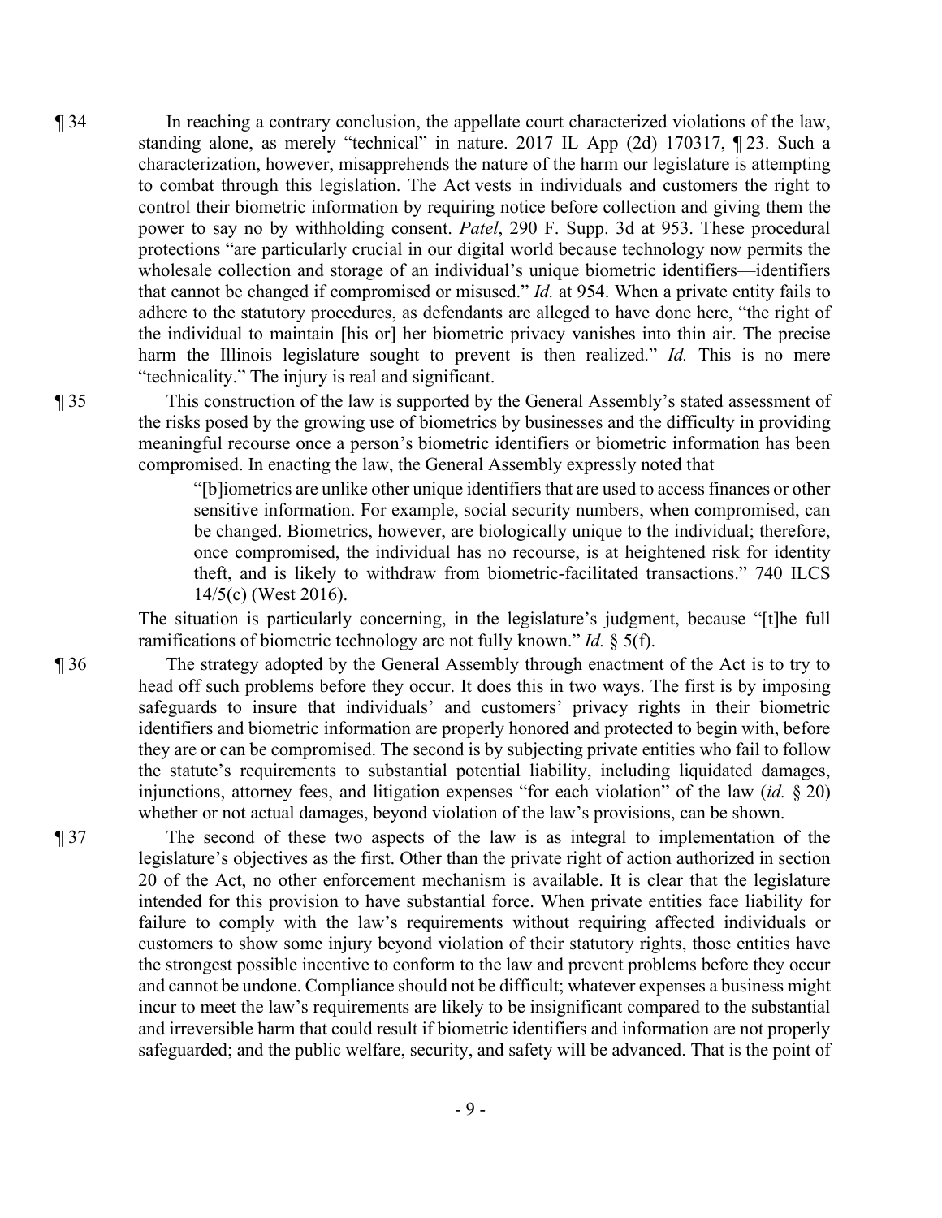¶ 34 In reaching a contrary conclusion, the appellate court characterized violations of the law, standing alone, as merely "technical" in nature. 2017 IL App (2d) 170317, ¶ 23. Such a characterization, however, misapprehends the nature of the harm our legislature is attempting to combat through this legislation. The Act vests in individuals and customers the right to control their biometric information by requiring notice before collection and giving them the power to say no by withholding consent. *Patel*, 290 F. Supp. 3d at 953. These procedural protections "are particularly crucial in our digital world because technology now permits the wholesale collection and storage of an individual's unique biometric identifiers—identifiers that cannot be changed if compromised or misused." *Id.* at 954. When a private entity fails to adhere to the statutory procedures, as defendants are alleged to have done here, "the right of the individual to maintain [his or] her biometric privacy vanishes into thin air. The precise harm the Illinois legislature sought to prevent is then realized." *Id.* This is no mere "technicality." The injury is real and significant.

¶ 35 This construction of the law is supported by the General Assembly's stated assessment of the risks posed by the growing use of biometrics by businesses and the difficulty in providing meaningful recourse once a person's biometric identifiers or biometric information has been compromised. In enacting the law, the General Assembly expressly noted that

> "[b]iometrics are unlike other unique identifiers that are used to access finances or other sensitive information. For example, social security numbers, when compromised, can be changed. Biometrics, however, are biologically unique to the individual; therefore, once compromised, the individual has no recourse, is at heightened risk for identity theft, and is likely to withdraw from biometric-facilitated transactions." 740 ILCS 14/5(c) (West 2016).

The situation is particularly concerning, in the legislature's judgment, because "[t]he full ramifications of biometric technology are not fully known." *Id.* § 5(f).

¶ 36 The strategy adopted by the General Assembly through enactment of the Act is to try to head off such problems before they occur. It does this in two ways. The first is by imposing safeguards to insure that individuals' and customers' privacy rights in their biometric identifiers and biometric information are properly honored and protected to begin with, before they are or can be compromised. The second is by subjecting private entities who fail to follow the statute's requirements to substantial potential liability, including liquidated damages, injunctions, attorney fees, and litigation expenses "for each violation" of the law (*id.* § 20) whether or not actual damages, beyond violation of the law's provisions, can be shown.

¶ 37 The second of these two aspects of the law is as integral to implementation of the legislature's objectives as the first. Other than the private right of action authorized in section 20 of the Act, no other enforcement mechanism is available. It is clear that the legislature intended for this provision to have substantial force. When private entities face liability for failure to comply with the law's requirements without requiring affected individuals or customers to show some injury beyond violation of their statutory rights, those entities have the strongest possible incentive to conform to the law and prevent problems before they occur and cannot be undone. Compliance should not be difficult; whatever expenses a business might incur to meet the law's requirements are likely to be insignificant compared to the substantial and irreversible harm that could result if biometric identifiers and information are not properly safeguarded; and the public welfare, security, and safety will be advanced. That is the point of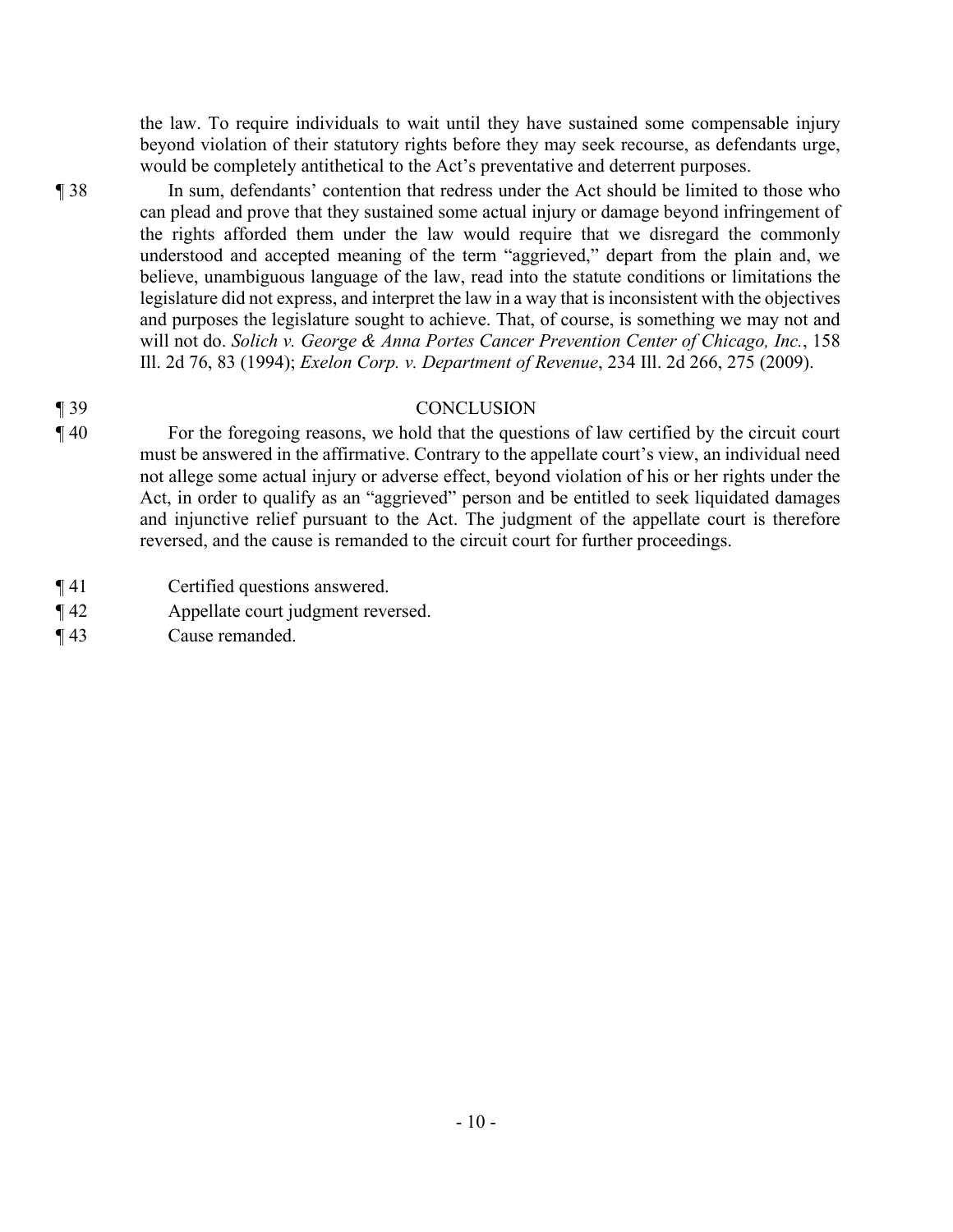the law. To require individuals to wait until they have sustained some compensable injury beyond violation of their statutory rights before they may seek recourse, as defendants urge, would be completely antithetical to the Act's preventative and deterrent purposes.

¶ 38 In sum, defendants' contention that redress under the Act should be limited to those who can plead and prove that they sustained some actual injury or damage beyond infringement of the rights afforded them under the law would require that we disregard the commonly understood and accepted meaning of the term "aggrieved," depart from the plain and, we believe, unambiguous language of the law, read into the statute conditions or limitations the legislature did not express, and interpret the law in a way that is inconsistent with the objectives and purposes the legislature sought to achieve. That, of course, is something we may not and will not do. *Solich v. George & Anna Portes Cancer Prevention Center of Chicago, Inc.*, 158 Ill. 2d 76, 83 (1994); *Exelon Corp. v. Department of Revenue*, 234 Ill. 2d 266, 275 (2009).

¶ 39 CONCLUSION

¶ 40 For the foregoing reasons, we hold that the questions of law certified by the circuit court must be answered in the affirmative. Contrary to the appellate court's view, an individual need not allege some actual injury or adverse effect, beyond violation of his or her rights under the Act, in order to qualify as an "aggrieved" person and be entitled to seek liquidated damages and injunctive relief pursuant to the Act. The judgment of the appellate court is therefore reversed, and the cause is remanded to the circuit court for further proceedings.

¶ 41 Certified questions answered.

¶ 42 Appellate court judgment reversed.

¶ 43 Cause remanded.